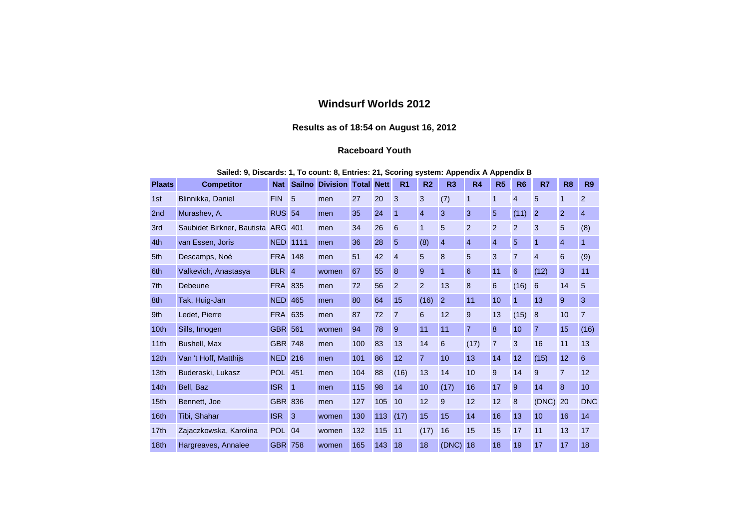# Windsurf Worlds 2012

### Results as of 18:54 on August 16, 2012

### Raceboard Youth

**Sailed: 9, Discards: 1, To count: 8, Entries: 21, Scoring system: Appendix A Appendix B**

| Plaats | Competitor | Nat | Sailno | Division | Total | Nett | R1 | R2 | R3 | R4 | R5 | R6 | R7 | R8 | R9 |
|---|---|---|---|---|---|---|---|---|---|---|---|---|---|---|---|
| 1st | Blinnikka, Daniel | FIN | 5 | men | 27 | 20 | 3 | 3 | (7) | 1 | 1 | 4 | 5 | 1 | 2 |
| 2nd | Murashev, A. | RUS | 54 | men | 35 | 24 | 1 | 4 | 3 | 3 | 5 | (11) | 2 | 2 | 4 |
| 3rd | Saubidet Birkner, Bautista | ARG | 401 | men | 34 | 26 | 6 | 1 | 5 | 2 | 2 | 2 | 3 | 5 | (8) |
| 4th | van Essen, Joris | NED | 1111 | men | 36 | 28 | 5 | (8) | 4 | 4 | 4 | 5 | 1 | 4 | 1 |
| 5th | Descamps, Noé | FRA | 148 | men | 51 | 42 | 4 | 5 | 8 | 5 | 3 | 7 | 4 | 6 | (9) |
| 6th | Valkevich, Anastasya | BLR | 4 | women | 67 | 55 | 8 | 9 | 1 | 6 | 11 | 6 | (12) | 3 | 11 |
| 7th | Debeune | FRA | 835 | men | 72 | 56 | 2 | 2 | 13 | 8 | 6 | (16) | 6 | 14 | 5 |
| 8th | Tak, Huig-Jan | NED | 465 | men | 80 | 64 | 15 | (16) | 2 | 11 | 10 | 1 | 13 | 9 | 3 |
| 9th | Ledet, Pierre | FRA | 635 | men | 87 | 72 | 7 | 6 | 12 | 9 | 13 | (15) | 8 | 10 | 7 |
| 10th | Sills, Imogen | GBR | 561 | women | 94 | 78 | 9 | 11 | 11 | 7 | 8 | 10 | 7 | 15 | (16) |
| 11th | Bushell, Max | GBR | 748 | men | 100 | 83 | 13 | 14 | 6 | (17) | 7 | 3 | 16 | 11 | 13 |
| 12th | Van 't Hoff, Matthijs | NED | 216 | men | 101 | 86 | 12 | 7 | 10 | 13 | 14 | 12 | (15) | 12 | 6 |
| 13th | Buderaski, Lukasz | POL | 451 | men | 104 | 88 | (16) | 13 | 14 | 10 | 9 | 14 | 9 | 7 | 12 |
| 14th | Bell, Baz | ISR | 1 | men | 115 | 98 | 14 | 10 | (17) | 16 | 17 | 9 | 14 | 8 | 10 |
| 15th | Bennett, Joe | GBR | 836 | men | 127 | 105 | 10 | 12 | 9 | 12 | 12 | 8 | (DNC) | 20 | DNC |
| 16th | Tibi, Shahar | ISR | 3 | women | 130 | 113 | (17) | 15 | 15 | 14 | 16 | 13 | 10 | 16 | 14 |
| 17th | Zajaczkowska, Karolina | POL | 04 | women | 132 | 115 | 11 | (17) | 16 | 15 | 15 | 17 | 11 | 13 | 17 |
| 18th | Hargreaves, Annalee | GBR | 758 | women | 165 | 143 | 18 | 18 | (DNC) | 18 | 18 | 19 | 17 | 17 | 18 |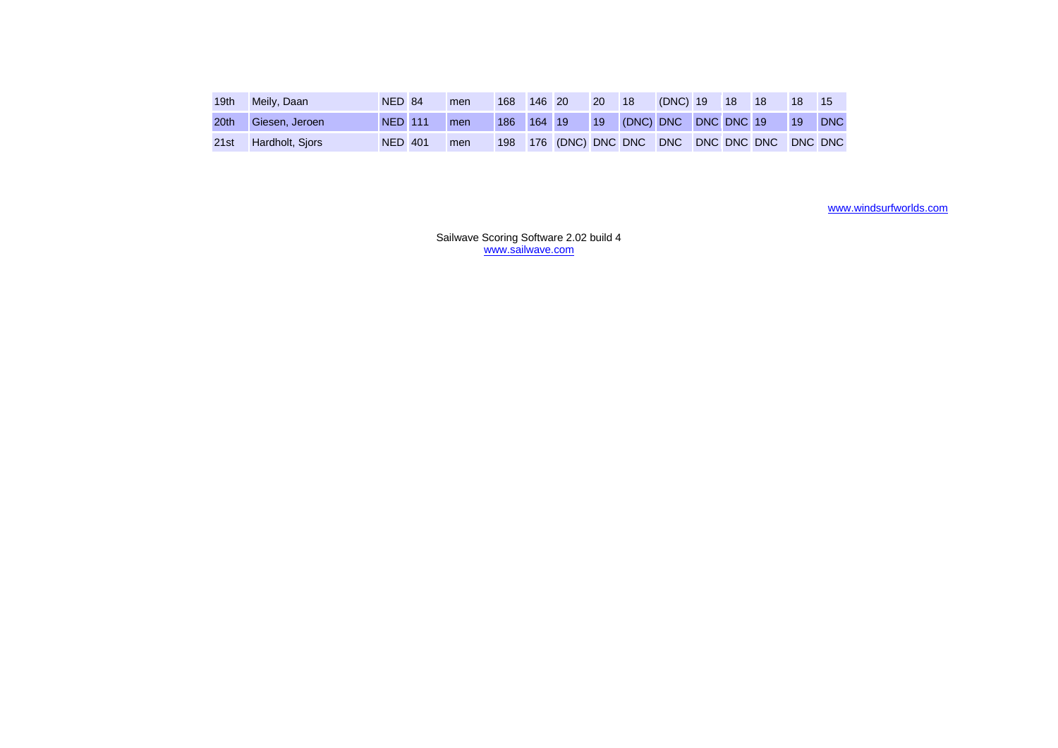| | | | | | | | | | | | | | | | | | |
|---|---|---|---|---|---|---|---|---|---|---|---|---|---|---|---|---|---|
| 19th | Meily, Daan | NED | 84 | men | 168 | 146 | 20 | 20 | 18 | (DNC) | 19 | 18 | 18 | 18 | 15 |
| 20th | Giesen, Jeroen | NED | 111 | men | 186 | 164 | 19 | 19 | (DNC) | DNC | DNC | DNC | 19 | 19 | DNC |
| 21st | Hardholt, Sjors | NED | 401 | men | 198 | 176 | (DNC) | DNC | DNC | DNC | DNC | DNC | DNC | DNC | DNC |

www.windsurfworlds.com

Sailwave Scoring Software 2.02 build 4
www.sailwave.com